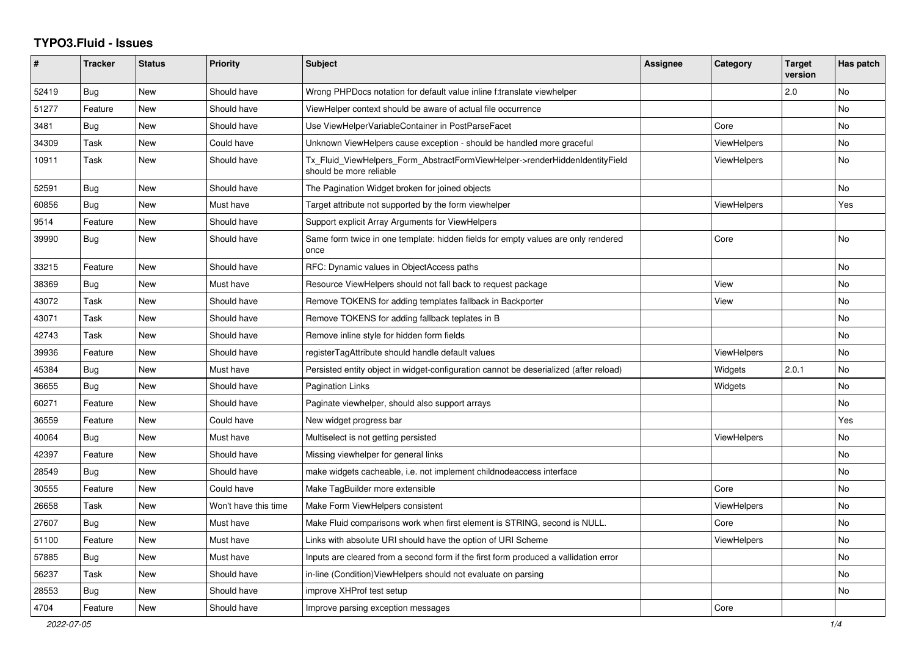# TYPO3.Fluid - Issues

| # | Tracker | Status | Priority | Subject | Assignee | Category | Target version | Has patch |
|---|---|---|---|---|---|---|---|---|
| 52419 | Bug | New | Should have | Wrong PHPDocs notation for default value inline f:translate viewhelper | | | 2.0 | No |
| 51277 | Feature | New | Should have | ViewHelper context should be aware of actual file occurrence | | | | No |
| 3481 | Bug | New | Should have | Use ViewHelperVariableContainer in PostParseFacet | | Core | | No |
| 34309 | Task | New | Could have | Unknown ViewHelpers cause exception - should be handled more graceful | | ViewHelpers | | No |
| 10911 | Task | New | Should have | Tx_Fluid_ViewHelpers_Form_AbstractFormViewHelper->renderHiddenIdentityField should be more reliable | | ViewHelpers | | No |
| 52591 | Bug | New | Should have | The Pagination Widget broken for joined objects | | | | No |
| 60856 | Bug | New | Must have | Target attribute not supported by the form viewhelper | | ViewHelpers | | Yes |
| 9514 | Feature | New | Should have | Support explicit Array Arguments for ViewHelpers | | | | |
| 39990 | Bug | New | Should have | Same form twice in one template: hidden fields for empty values are only rendered once | | Core | | No |
| 33215 | Feature | New | Should have | RFC: Dynamic values in ObjectAccess paths | | | | No |
| 38369 | Bug | New | Must have | Resource ViewHelpers should not fall back to request package | | View | | No |
| 43072 | Task | New | Should have | Remove TOKENS for adding templates fallback in Backporter | | View | | No |
| 43071 | Task | New | Should have | Remove TOKENS for adding fallback teplates in B | | | | No |
| 42743 | Task | New | Should have | Remove inline style for hidden form fields | | | | No |
| 39936 | Feature | New | Should have | registerTagAttribute should handle default values | | ViewHelpers | | No |
| 45384 | Bug | New | Must have | Persisted entity object in widget-configuration cannot be deserialized (after reload) | | Widgets | 2.0.1 | No |
| 36655 | Bug | New | Should have | Pagination Links | | Widgets | | No |
| 60271 | Feature | New | Should have | Paginate viewhelper, should also support arrays | | | | No |
| 36559 | Feature | New | Could have | New widget progress bar | | | | Yes |
| 40064 | Bug | New | Must have | Multiselect is not getting persisted | | ViewHelpers | | No |
| 42397 | Feature | New | Should have | Missing viewhelper for general links | | | | No |
| 28549 | Bug | New | Should have | make widgets cacheable, i.e. not implement childnodeaccess interface | | | | No |
| 30555 | Feature | New | Could have | Make TagBuilder more extensible | | Core | | No |
| 26658 | Task | New | Won't have this time | Make Form ViewHelpers consistent | | ViewHelpers | | No |
| 27607 | Bug | New | Must have | Make Fluid comparisons work when first element is STRING, second is NULL. | | Core | | No |
| 51100 | Feature | New | Must have | Links with absolute URI should have the option of URI Scheme | | ViewHelpers | | No |
| 57885 | Bug | New | Must have | Inputs are cleared from a second form if the first form produced a vallidation error | | | | No |
| 56237 | Task | New | Should have | in-line (Condition)ViewHelpers should not evaluate on parsing | | | | No |
| 28553 | Bug | New | Should have | improve XHProf test setup | | | | No |
| 4704 | Feature | New | Should have | Improve parsing exception messages | | Core | | |

2022-07-05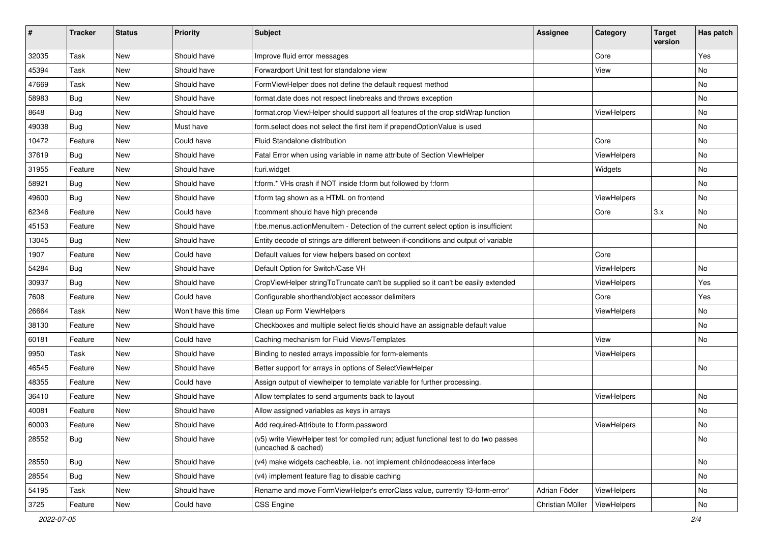| # | Tracker | Status | Priority | Subject | Assignee | Category | Target version | Has patch |
|---|---|---|---|---|---|---|---|---|
| 32035 | Task | New | Should have | Improve fluid error messages | | Core | | Yes |
| 45394 | Task | New | Should have | Forwardport Unit test for standalone view | | View | | No |
| 47669 | Task | New | Should have | FormViewHelper does not define the default request method | | | | No |
| 58983 | Bug | New | Should have | format.date does not respect linebreaks and throws exception | | | | No |
| 8648 | Bug | New | Should have | format.crop ViewHelper should support all features of the crop stdWrap function | | ViewHelpers | | No |
| 49038 | Bug | New | Must have | form.select does not select the first item if prependOptionValue is used | | | | No |
| 10472 | Feature | New | Could have | Fluid Standalone distribution | | Core | | No |
| 37619 | Bug | New | Should have | Fatal Error when using variable in name attribute of Section ViewHelper | | ViewHelpers | | No |
| 31955 | Feature | New | Should have | f:uri.widget | | Widgets | | No |
| 58921 | Bug | New | Should have | f:form.* VHs crash if NOT inside f:form but followed by f:form | | | | No |
| 49600 | Bug | New | Should have | f:form tag shown as a HTML on frontend | | ViewHelpers | | No |
| 62346 | Feature | New | Could have | f:comment should have high precende | | Core | 3.x | No |
| 45153 | Feature | New | Should have | f:be.menus.actionMenuItem - Detection of the current select option is insufficient | | | | No |
| 13045 | Bug | New | Should have | Entity decode of strings are different between if-conditions and output of variable | | | | |
| 1907 | Feature | New | Could have | Default values for view helpers based on context | | Core | | |
| 54284 | Bug | New | Should have | Default Option for Switch/Case VH | | ViewHelpers | | No |
| 30937 | Bug | New | Should have | CropViewHelper stringToTruncate can't be supplied so it can't be easily extended | | ViewHelpers | | Yes |
| 7608 | Feature | New | Could have | Configurable shorthand/object accessor delimiters | | Core | | Yes |
| 26664 | Task | New | Won't have this time | Clean up Form ViewHelpers | | ViewHelpers | | No |
| 38130 | Feature | New | Should have | Checkboxes and multiple select fields should have an assignable default value | | | | No |
| 60181 | Feature | New | Could have | Caching mechanism for Fluid Views/Templates | | View | | No |
| 9950 | Task | New | Should have | Binding to nested arrays impossible for form-elements | | ViewHelpers | | |
| 46545 | Feature | New | Should have | Better support for arrays in options of SelectViewHelper | | | | No |
| 48355 | Feature | New | Could have | Assign output of viewhelper to template variable for further processing. | | | | |
| 36410 | Feature | New | Should have | Allow templates to send arguments back to layout | | ViewHelpers | | No |
| 40081 | Feature | New | Should have | Allow assigned variables as keys in arrays | | | | No |
| 60003 | Feature | New | Should have | Add required-Attribute to f:form.password | | ViewHelpers | | No |
| 28552 | Bug | New | Should have | (v5) write ViewHelper test for compiled run; adjust functional test to do two passes (uncached & cached) | | | | No |
| 28550 | Bug | New | Should have | (v4) make widgets cacheable, i.e. not implement childnodeaccess interface | | | | No |
| 28554 | Bug | New | Should have | (v4) implement feature flag to disable caching | | | | No |
| 54195 | Task | New | Should have | Rename and move FormViewHelper's errorClass value, currently 'f3-form-error' | Adrian Föder | ViewHelpers | | No |
| 3725 | Feature | New | Could have | CSS Engine | Christian Müller | ViewHelpers | | No |

2022-07-05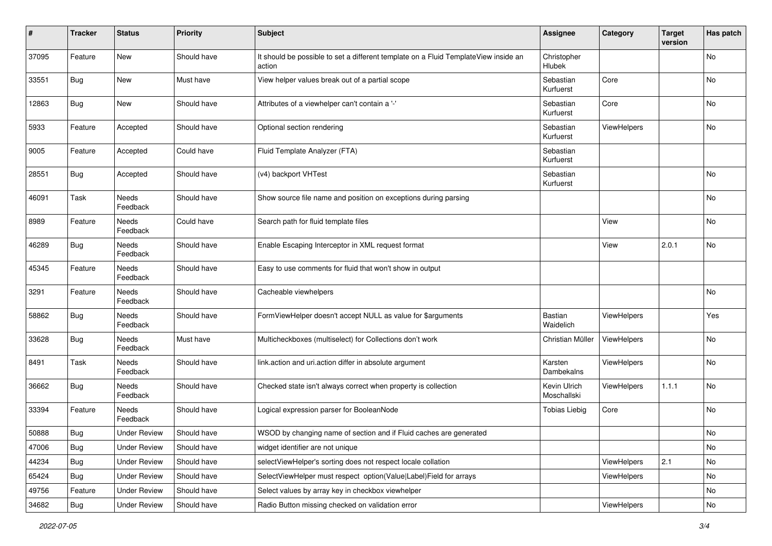| # | Tracker | Status | Priority | Subject | Assignee | Category | Target version | Has patch |
|---|---|---|---|---|---|---|---|---|
| 37095 | Feature | New | Should have | It should be possible to set a different template on a Fluid TemplateView inside an action | Christopher Hlubek | | | No |
| 33551 | Bug | New | Must have | View helper values break out of a partial scope | Sebastian Kurfuerst | Core | | No |
| 12863 | Bug | New | Should have | Attributes of a viewhelper can't contain a '-' | Sebastian Kurfuerst | Core | | No |
| 5933 | Feature | Accepted | Should have | Optional section rendering | Sebastian Kurfuerst | ViewHelpers | | No |
| 9005 | Feature | Accepted | Could have | Fluid Template Analyzer (FTA) | Sebastian Kurfuerst | | | |
| 28551 | Bug | Accepted | Should have | (v4) backport VHTest | Sebastian Kurfuerst | | | No |
| 46091 | Task | Needs Feedback | Should have | Show source file name and position on exceptions during parsing | | | | No |
| 8989 | Feature | Needs Feedback | Could have | Search path for fluid template files | | View | | No |
| 46289 | Bug | Needs Feedback | Should have | Enable Escaping Interceptor in XML request format | | View | 2.0.1 | No |
| 45345 | Feature | Needs Feedback | Should have | Easy to use comments for fluid that won't show in output | | | | |
| 3291 | Feature | Needs Feedback | Should have | Cacheable viewhelpers | | | | No |
| 58862 | Bug | Needs Feedback | Should have | FormViewHelper doesn't accept NULL as value for $arguments | Bastian Waidelich | ViewHelpers | | Yes |
| 33628 | Bug | Needs Feedback | Must have | Multicheckboxes (multiselect) for Collections don't work | Christian Müller | ViewHelpers | | No |
| 8491 | Task | Needs Feedback | Should have | link.action and uri.action differ in absolute argument | Karsten Dambekalns | ViewHelpers | | No |
| 36662 | Bug | Needs Feedback | Should have | Checked state isn't always correct when property is collection | Kevin Ulrich Moschallski | ViewHelpers | 1.1.1 | No |
| 33394 | Feature | Needs Feedback | Should have | Logical expression parser for BooleanNode | Tobias Liebig | Core | | No |
| 50888 | Bug | Under Review | Should have | WSOD by changing name of section and if Fluid caches are generated | | | | No |
| 47006 | Bug | Under Review | Should have | widget identifier are not unique | | | | No |
| 44234 | Bug | Under Review | Should have | selectViewHelper's sorting does not respect locale collation | | ViewHelpers | 2.1 | No |
| 65424 | Bug | Under Review | Should have | SelectViewHelper must respect option(Value\|Label)Field for arrays | | ViewHelpers | | No |
| 49756 | Feature | Under Review | Should have | Select values by array key in checkbox viewhelper | | | | No |
| 34682 | Bug | Under Review | Should have | Radio Button missing checked on validation error | | ViewHelpers | | No |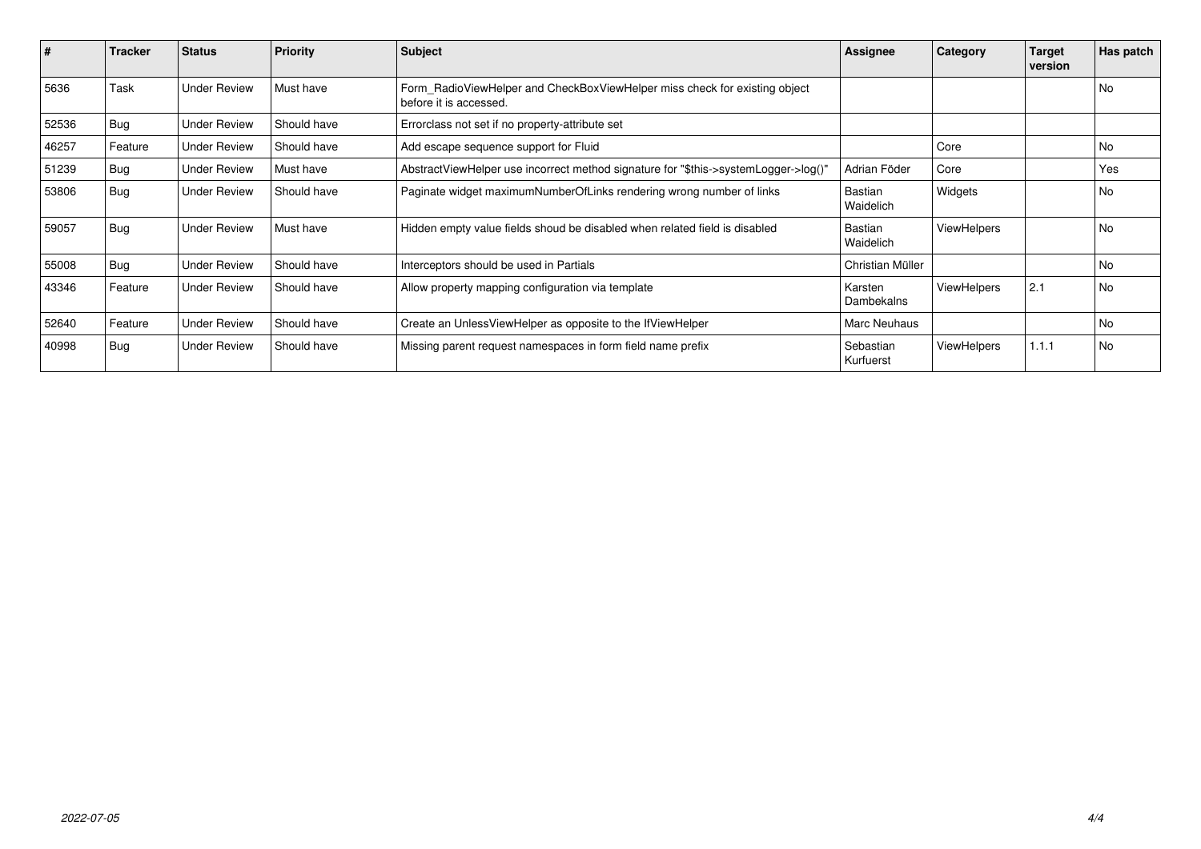| # | Tracker | Status | Priority | Subject | Assignee | Category | Target version | Has patch |
|---|---|---|---|---|---|---|---|---|
| 5636 | Task | Under Review | Must have | Form_RadioViewHelper and CheckBoxViewHelper miss check for existing object before it is accessed. | | | | No |
| 52536 | Bug | Under Review | Should have | Errorclass not set if no property-attribute set | | | | |
| 46257 | Feature | Under Review | Should have | Add escape sequence support for Fluid | | Core | | No |
| 51239 | Bug | Under Review | Must have | AbstractViewHelper use incorrect method signature for "$this->systemLogger->log()" | Adrian Föder | Core | | Yes |
| 53806 | Bug | Under Review | Should have | Paginate widget maximumNumberOfLinks rendering wrong number of links | Bastian Waidelich | Widgets | | No |
| 59057 | Bug | Under Review | Must have | Hidden empty value fields shoud be disabled when related field is disabled | Bastian Waidelich | ViewHelpers | | No |
| 55008 | Bug | Under Review | Should have | Interceptors should be used in Partials | Christian Müller | | | No |
| 43346 | Feature | Under Review | Should have | Allow property mapping configuration via template | Karsten Dambekalns | ViewHelpers | 2.1 | No |
| 52640 | Feature | Under Review | Should have | Create an UnlessViewHelper as opposite to the IfViewHelper | Marc Neuhaus | | | No |
| 40998 | Bug | Under Review | Should have | Missing parent request namespaces in form field name prefix | Sebastian Kurfuerst | ViewHelpers | 1.1.1 | No |

*2022-07-05*